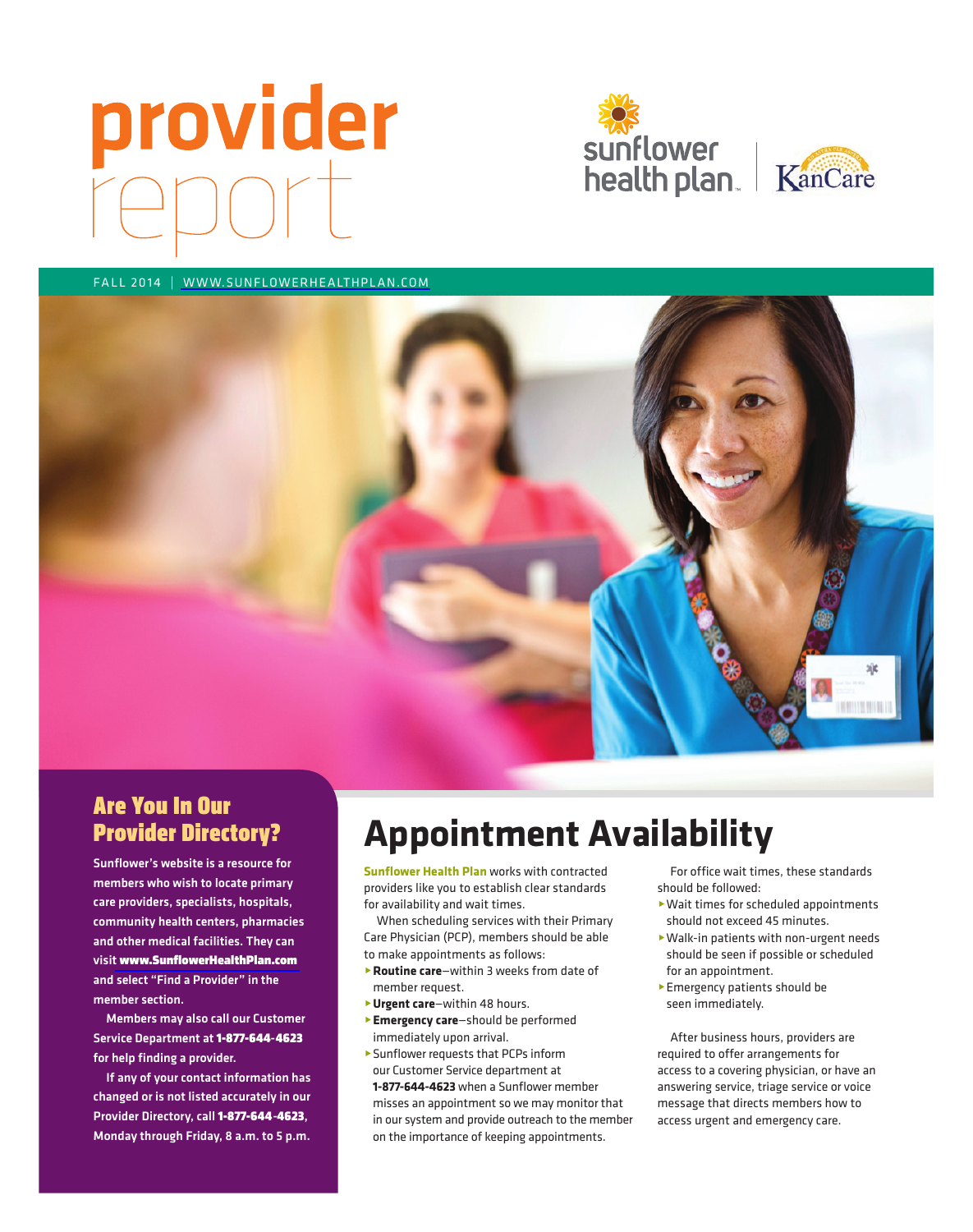# provider report

sunflower health plan | KanCare

FALL 2014 | WWW.SUNFLOWERHEALTHPLAN.COM

## Are You In Our Provider Directory?

**Sunflower's website is a resource for members who wish to locate primary care providers, specialists, hospitals, community health centers, pharmacies and other medical facilities. They can visit www.SunflowerHealthPlan.com and select "Find a Provider" in the member section.**

**Members may also call our Customer Service Department at 1-877-644-4623 for help finding a provider.**

**If any of your contact information has changed or is not listed accurately in our Provider Directory, call 1-877-644-4623, Monday through Friday, 8 a.m. to 5 p.m.**

# Appointment Availability

**Sunflower Health Plan** works with contracted providers like you to establish clear standards for availability and wait times.

When scheduling services with their Primary Care Physician (PCP), members should be able to make appointments as follows:

- **Routine care**–within 3 weeks from date of member request.
- **Urgent care**–within 48 hours.
- **Emergency care**–should be performed immediately upon arrival.
- Sunflower requests that PCPs inform our Customer Service department at **1-877-644-4623** when a Sunflower member misses an appointment so we may monitor that in our system and provide outreach to the member on the importance of keeping appointments.

For office wait times, these standards should be followed:

- Wait times for scheduled appointments should not exceed 45 minutes.
- Walk-in patients with non-urgent needs should be seen if possible or scheduled for an appointment.
- Emergency patients should be seen immediately.

After business hours, providers are required to offer arrangements for access to a covering physician, or have an answering service, triage service or voice message that directs members how to access urgent and emergency care.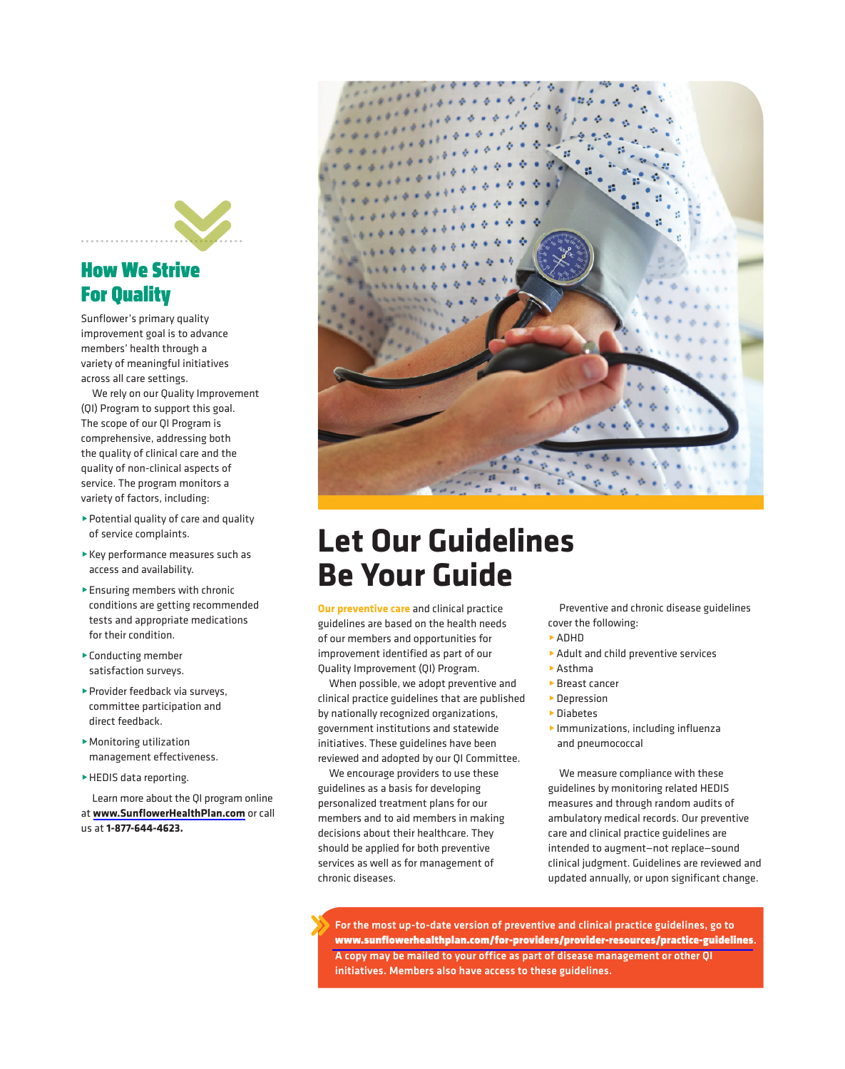## How We Strive For Quality

Sunflower's primary quality improvement goal is to advance members' health through a variety of meaningful initiatives across all care settings.

We rely on our Quality Improvement (QI) Program to support this goal. The scope of our QI Program is comprehensive, addressing both the quality of clinical care and the quality of non-clinical aspects of service. The program monitors a variety of factors, including:

- Potential quality of care and quality of service complaints.
- Key performance measures such as access and availability.
- Ensuring members with chronic conditions are getting recommended tests and appropriate medications for their condition.
- Conducting member satisfaction surveys.
- Provider feedback via surveys, committee participation and direct feedback.
- Monitoring utilization management effectiveness.
- HEDIS data reporting.

Learn more about the QI program online at **www.SunflowerHealthPlan.com** or call us at **1-877-644-4623.**

# Let Our Guidelines Be Your Guide

**Our preventive care** and clinical practice guidelines are based on the health needs of our members and opportunities for improvement identified as part of our Quality Improvement (QI) Program.

When possible, we adopt preventive and clinical practice guidelines that are published by nationally recognized organizations, government institutions and statewide initiatives. These guidelines have been reviewed and adopted by our QI Committee.

We encourage providers to use these guidelines as a basis for developing personalized treatment plans for our members and to aid members in making decisions about their healthcare. They should be applied for both preventive services as well as for management of chronic diseases.

Preventive and chronic disease guidelines cover the following:

- ADHD
- Adult and child preventive services
- Asthma
- Breast cancer
- Depression
- Diabetes
- Immunizations, including influenza and pneumococcal

We measure compliance with these guidelines by monitoring related HEDIS measures and through random audits of ambulatory medical records. Our preventive care and clinical practice guidelines are intended to augment—not replace—sound clinical judgment. Guidelines are reviewed and updated annually, or upon significant change.

**For the most up-to-date version of preventive and clinical practice guidelines, go to www.sunflowerhealthplan.com/for-providers/provider-resources/practice-guidelines. A copy may be mailed to your office as part of disease management or other QI initiatives. Members also have access to these guidelines.**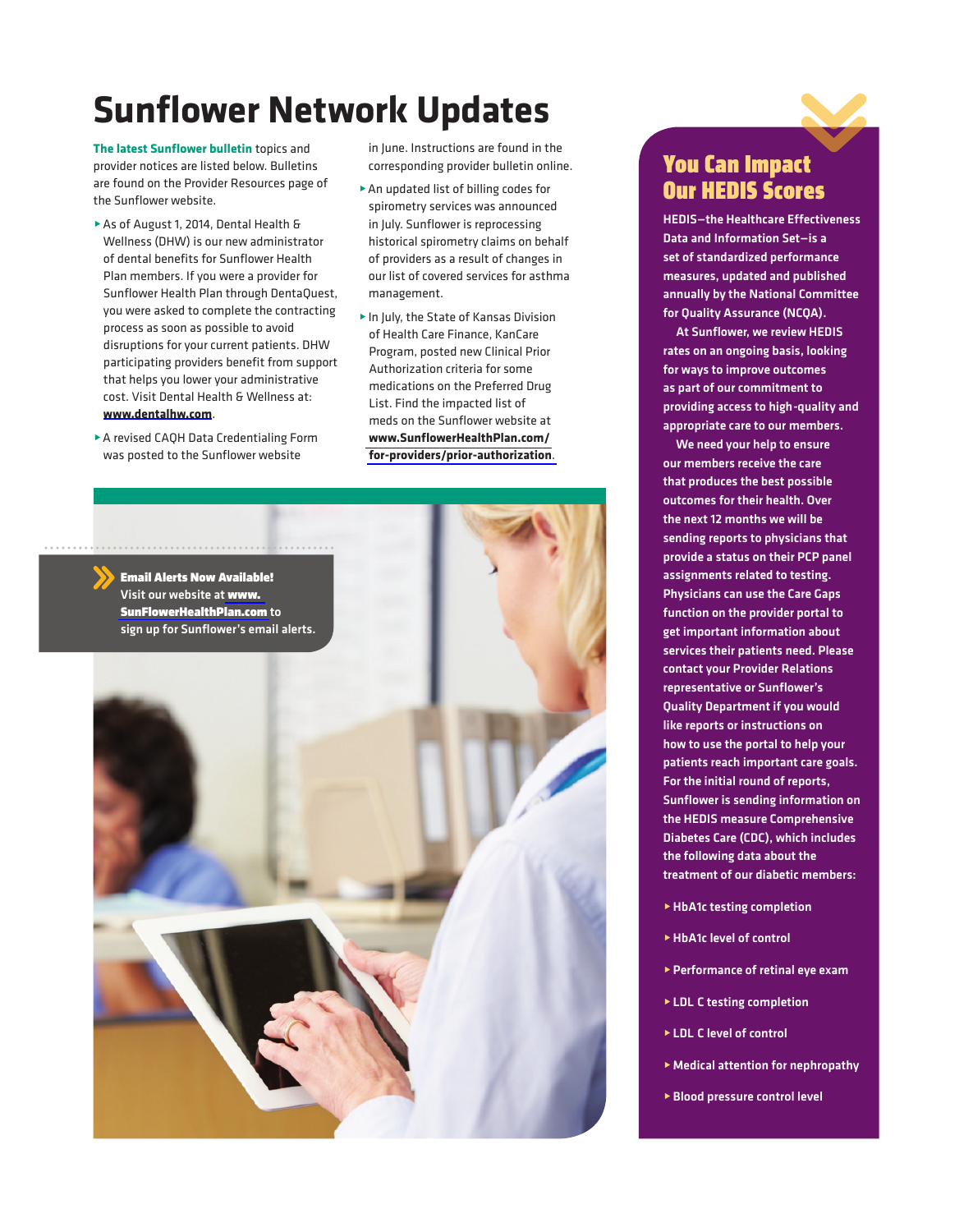# Sunflower Network Updates

**The latest Sunflower bulletin** topics and provider notices are listed below. Bulletins are found on the Provider Resources page of the Sunflower website.

- As of August 1, 2014, Dental Health & Wellness (DHW) is our new administrator of dental benefits for Sunflower Health Plan members. If you were a provider for Sunflower Health Plan through DentaQuest, you were asked to complete the contracting process as soon as possible to avoid disruptions for your current patients. DHW participating providers benefit from support that helps you lower your administrative cost. Visit Dental Health & Wellness at: **www.dentalhw.com**.
- A revised CAQH Data Credentialing Form was posted to the Sunflower website in June. Instructions are found in the corresponding provider bulletin online.
- An updated list of billing codes for spirometry services was announced in July. Sunflower is reprocessing historical spirometry claims on behalf of providers as a result of changes in our list of covered services for asthma management.
- In July, the State of Kansas Division of Health Care Finance, KanCare Program, posted new Clinical Prior Authorization criteria for some medications on the Preferred Drug List. Find the impacted list of meds on the Sunflower website at **www.SunflowerHealthPlan.com/for-providers/prior-authorization**.

**Email Alerts Now Available!** Visit our website at **www.SunFlowerHealthPlan.com** to sign up for Sunflower's email alerts.

## You Can Impact Our HEDIS Scores

**HEDIS—the Healthcare Effectiveness Data and Information Set—is a set of standardized performance measures, updated and published annually by the National Committee for Quality Assurance (NCQA).**

**At Sunflower, we review HEDIS rates on an ongoing basis, looking for ways to improve outcomes as part of our commitment to providing access to high-quality and appropriate care to our members.**

**We need your help to ensure our members receive the care that produces the best possible outcomes for their health. Over the next 12 months we will be sending reports to physicians that provide a status on their PCP panel assignments related to testing. Physicians can use the Care Gaps function on the provider portal to get important information about services their patients need. Please contact your Provider Relations representative or Sunflower's Quality Department if you would like reports or instructions on how to use the portal to help your patients reach important care goals. For the initial round of reports, Sunflower is sending information on the HEDIS measure Comprehensive Diabetes Care (CDC), which includes the following data about the treatment of our diabetic members:**

- **HbA1c testing completion**
- **HbA1c level of control**
- **Performance of retinal eye exam**
- **LDL C testing completion**
- **LDL C level of control**
- **Medical attention for nephropathy**
- **Blood pressure control level**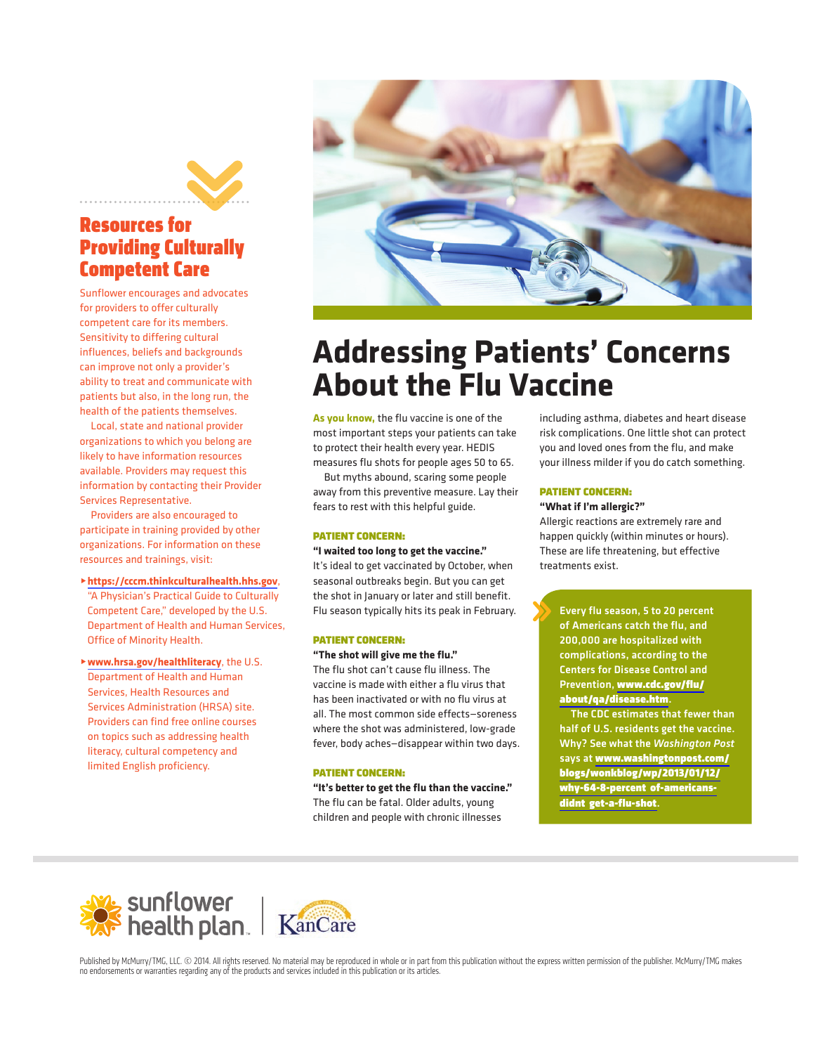## Resources for Providing Culturally Competent Care

Sunflower encourages and advocates for providers to offer culturally competent care for its members. Sensitivity to differing cultural influences, beliefs and backgrounds can improve not only a provider's ability to treat and communicate with patients but also, in the long run, the health of the patients themselves.

Local, state and national provider organizations to which you belong are likely to have information resources available. Providers may request this information by contacting their Provider Services Representative.

Providers are also encouraged to participate in training provided by other organizations. For information on these resources and trainings, visit:

- **https://cccm.thinkculturalhealth.hhs.gov**, "A Physician's Practical Guide to Culturally Competent Care," developed by the U.S. Department of Health and Human Services, Office of Minority Health.
- **www.hrsa.gov/healthliteracy**, the U.S. Department of Health and Human Services, Health Resources and Services Administration (HRSA) site. Providers can find free online courses on topics such as addressing health literacy, cultural competency and limited English proficiency.

# Addressing Patients' Concerns About the Flu Vaccine

**As you know,** the flu vaccine is one of the most important steps your patients can take to protect their health every year. HEDIS measures flu shots for people ages 50 to 65.

But myths abound, scaring some people away from this preventive measure. Lay their fears to rest with this helpful guide.

**PATIENT CONCERN:**

**"I waited too long to get the vaccine."**

It's ideal to get vaccinated by October, when seasonal outbreaks begin. But you can get the shot in January or later and still benefit. Flu season typically hits its peak in February.

**PATIENT CONCERN:**

**"The shot will give me the flu."**

The flu shot can't cause flu illness. The vaccine is made with either a flu virus that has been inactivated or with no flu virus at all. The most common side effects—soreness where the shot was administered, low-grade fever, body aches—disappear within two days.

**PATIENT CONCERN:**

**"It's better to get the flu than the vaccine."**

The flu can be fatal. Older adults, young children and people with chronic illnesses including asthma, diabetes and heart disease risk complications. One little shot can protect you and loved ones from the flu, and make your illness milder if you do catch something.

**PATIENT CONCERN:**

**"What if I'm allergic?"**

Allergic reactions are extremely rare and happen quickly (within minutes or hours). These are life threatening, but effective treatments exist.

**Every flu season, 5 to 20 percent of Americans catch the flu, and 200,000 are hospitalized with complications, according to the Centers for Disease Control and Prevention, www.cdc.gov/flu/about/qa/disease.htm.**

**The CDC estimates that fewer than half of U.S. residents get the vaccine. Why? See what the *Washington Post* says at www.washingtonpost.com/blogs/wonkblog/wp/2013/01/12/why-64-8-percent of-americans-didnt get-a-flu-shot.**

sunflower health plan | KanCare

Published by McMurry/TMG, LLC. © 2014. All rights reserved. No material may be reproduced in whole or in part from this publication without the express written permission of the publisher. McMurry/TMG makes no endorsements or warranties regarding any of the products and services included in this publication or its articles.